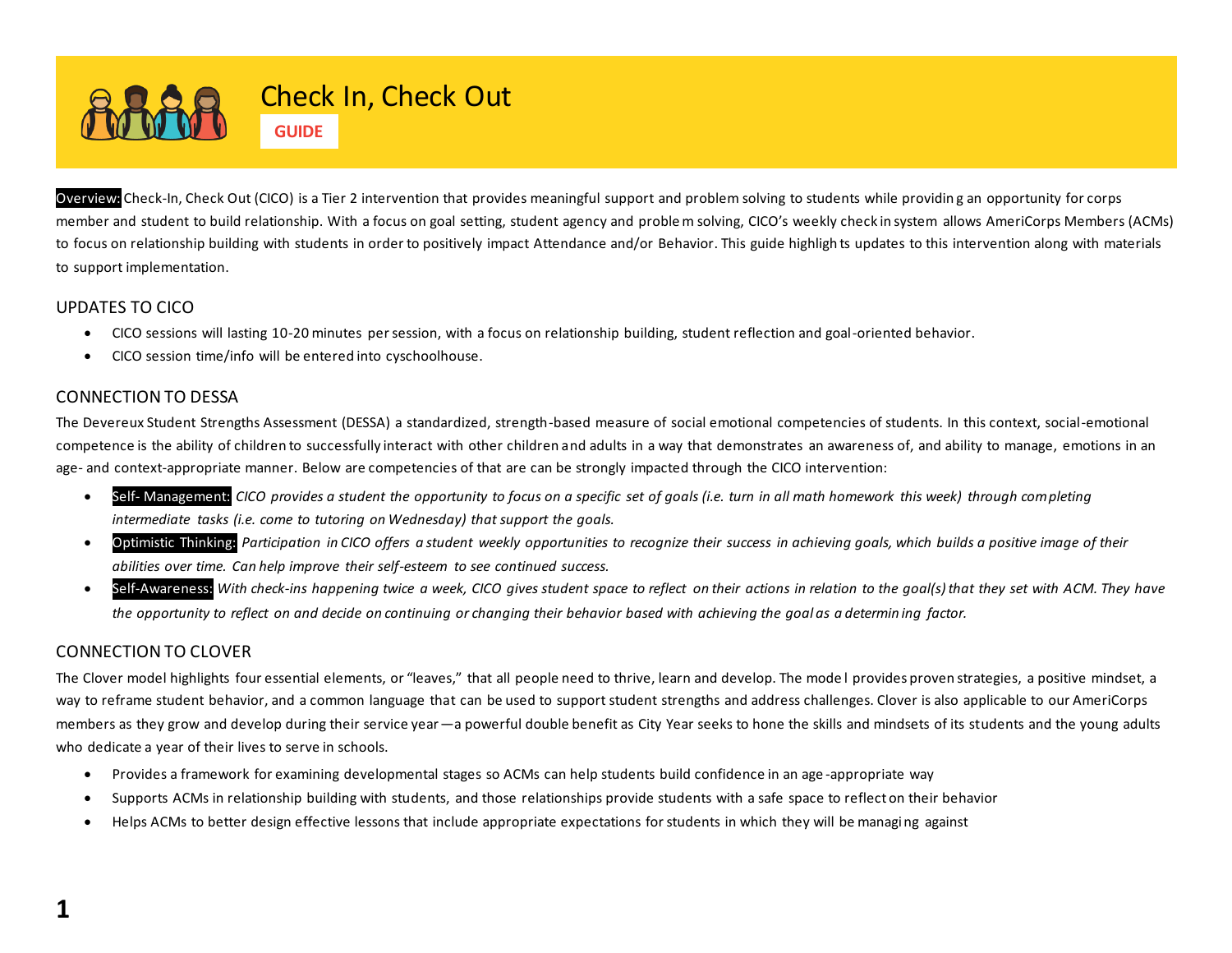# Check In, Check Out

**GUIDE**

**Overview:** Check-In, Check Out (CICO) is a Tier 2 intervention that provides meaningful support and problem solving to students while providing an opportunity for corps member and student to build relationship. With a focus on goal setting, student agency and problem solving, CICO's weekly check in system allows AmeriCorps Members (ACMs) to focus on relationship building with students in order to positively impact Attendance and/or Behavior. This guide highlights updates to this intervention along with materials to support implementation.

## UPDATES TO CICO

- CICO sessions will lasting 10-20 minutes per session, with a focus on relationship building, student reflection and goal-oriented behavior.
- CICO session time/info will be entered into cyschoolhouse.

## CONNECTION TO DESSA

The Devereux Student Strengths Assessment (DESSA) a standardized, strength-based measure of social emotional competencies of students. In this context, social-emotional competence is the ability of children to successfully interact with other children and adults in a way that demonstrates an awareness of, and ability to manage, emotions in an age- and context-appropriate manner. Below are competencies of that are can be strongly impacted through the CICO intervention:

- **Self- Management:** *CICO provides a student the opportunity to focus on a specific set of goals (i.e. turn in all math homework this week) through completing intermediate tasks (i.e. come to tutoring on Wednesday) that support the goals.*
- **Optimistic Thinking:** *Participation in CICO offers a student weekly opportunities to recognize their success in achieving goals, which builds a positive image of their abilities over time. Can help improve their self-esteem to see continued success.*
- **Self-Awareness:** *With check-ins happening twice a week, CICO gives student space to reflect on their actions in relation to the goal(s) that they set with ACM. They have the opportunity to reflect on and decide on continuing or changing their behavior based with achieving the goal as a determining factor.*

## CONNECTION TO CLOVER

The Clover model highlights four essential elements, or "leaves," that all people need to thrive, learn and develop. The model provides proven strategies, a positive mindset, a way to reframe student behavior, and a common language that can be used to support student strengths and address challenges. Clover is also applicable to our AmeriCorps members as they grow and develop during their service year—a powerful double benefit as City Year seeks to hone the skills and mindsets of its students and the young adults who dedicate a year of their lives to serve in schools.

- Provides a framework for examining developmental stages so ACMs can help students build confidence in an age-appropriate way
- Supports ACMs in relationship building with students, and those relationships provide students with a safe space to reflect on their behavior
- Helps ACMs to better design effective lessons that include appropriate expectations for students in which they will be managing against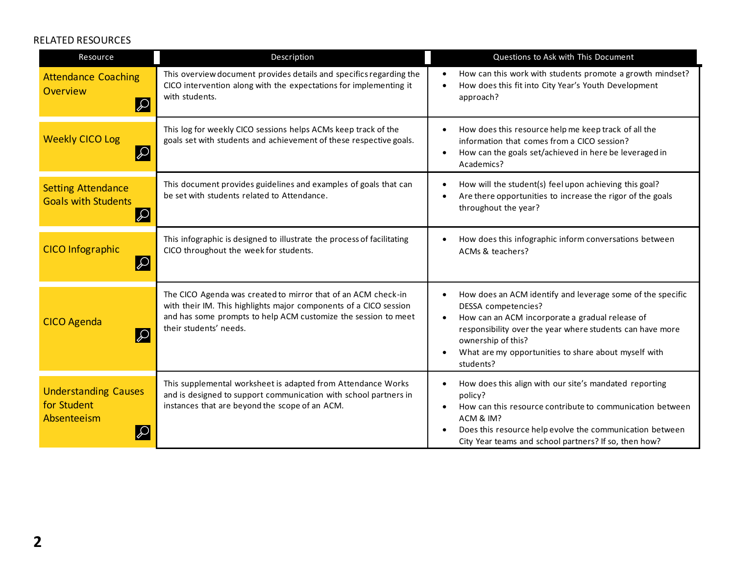RELATED RESOURCES

| Resource | Description | Questions to Ask with This Document |
| --- | --- | --- |
| Attendance Coaching Overview | This overview document provides details and specifics regarding the CICO intervention along with the expectations for implementing it with students. | • How can this work with students promote a growth mindset?<br>• How does this fit into City Year's Youth Development approach? |
| Weekly CICO Log | This log for weekly CICO sessions helps ACMs keep track of the goals set with students and achievement of these respective goals. | • How does this resource help me keep track of all the information that comes from a CICO session?<br>• How can the goals set/achieved in here be leveraged in Academics? |
| Setting Attendance Goals with Students | This document provides guidelines and examples of goals that can be set with students related to Attendance. | • How will the student(s) feel upon achieving this goal?<br>• Are there opportunities to increase the rigor of the goals throughout the year? |
| CICO Infographic | This infographic is designed to illustrate the process of facilitating CICO throughout the week for students. | • How does this infographic inform conversations between ACMs & teachers? |
| CICO Agenda | The CICO Agenda was created to mirror that of an ACM check-in with their IM. This highlights major components of a CICO session and has some prompts to help ACM customize the session to meet their students' needs. | • How does an ACM identify and leverage some of the specific DESSA competencies?<br>• How can an ACM incorporate a gradual release of responsibility over the year where students can have more ownership of this?<br>• What are my opportunities to share about myself with students? |
| Understanding Causes for Student Absenteeism | This supplemental worksheet is adapted from Attendance Works and is designed to support communication with school partners in instances that are beyond the scope of an ACM. | • How does this align with our site's mandated reporting policy?<br>• How can this resource contribute to communication between ACM & IM?<br>• Does this resource help evolve the communication between City Year teams and school partners? If so, then how? |